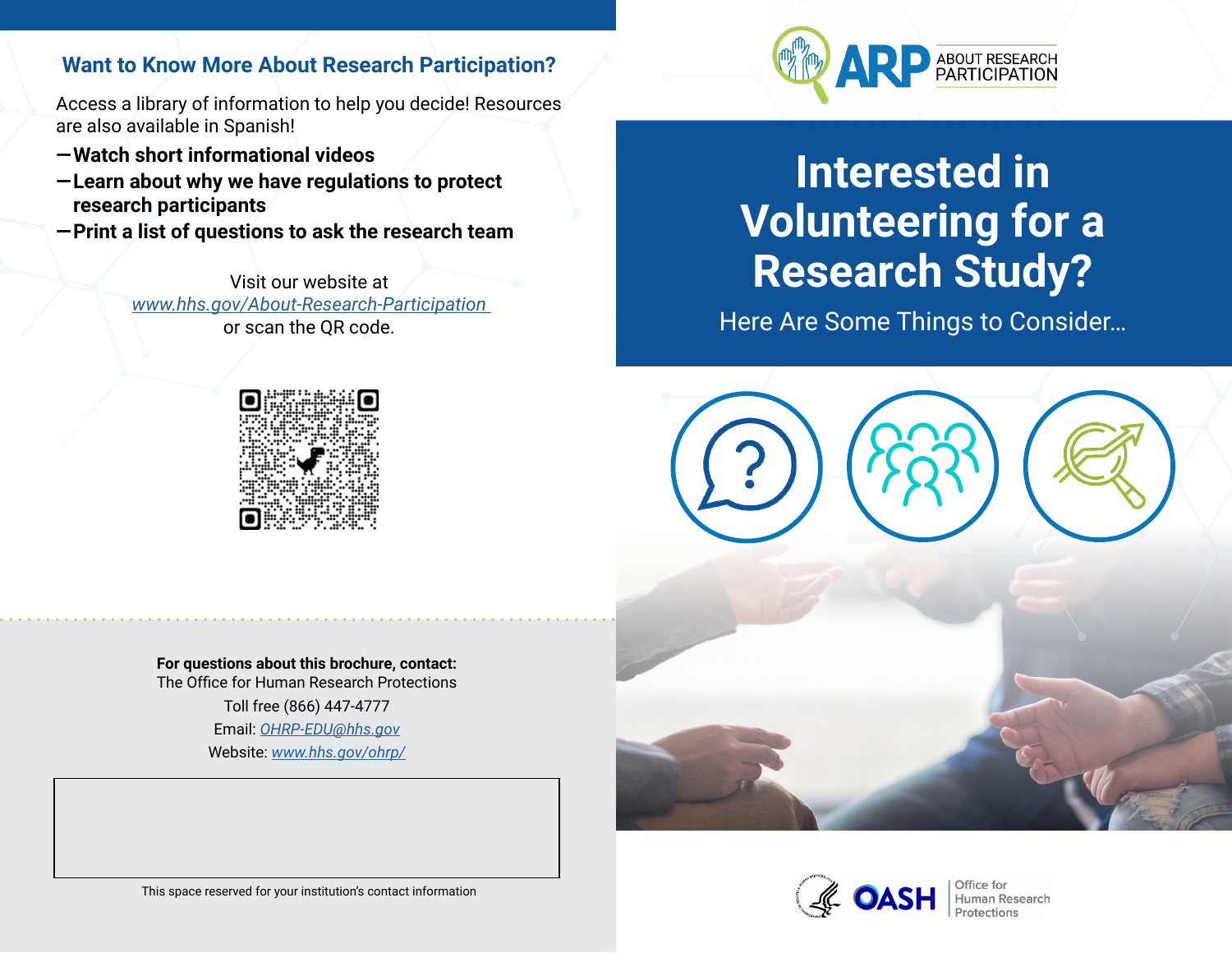## Want to Know More About Research Participation?

Access a library of information to help you decide! Resources are also available in Spanish!

— **Watch short informational videos**
— **Learn about why we have regulations to protect research participants**
— **Print a list of questions to ask the research team**

Visit our website at
*www.hhs.gov/About-Research-Participation*
or scan the QR code.

**For questions about this brochure, contact:**
The Office for Human Research Protections
Toll free (866) 447-4777
Email: *OHRP-EDU@hhs.gov*
Website: *www.hhs.gov/ohrp/*

This space reserved for your institution's contact information

ARP ABOUT RESEARCH PARTICIPATION

# Interested in Volunteering for a Research Study?

Here Are Some Things to Consider…

OASH | Office for Human Research Protections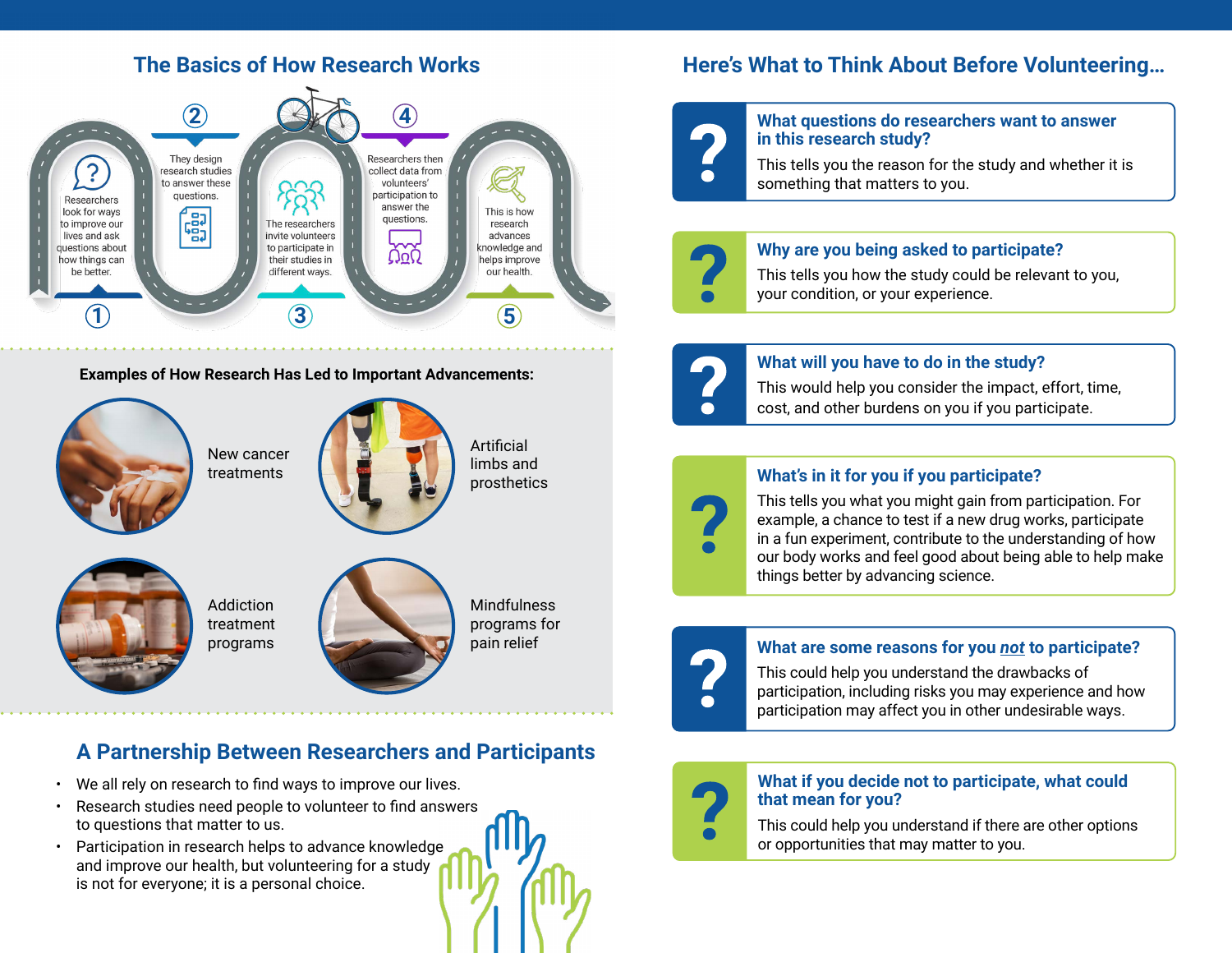## The Basics of How Research Works

1. Researchers look for ways to improve our lives and ask questions about how things can be better.
2. They design research studies to answer these questions.
3. The researchers invite volunteers to participate in their studies in different ways.
4. Researchers then collect data from volunteers' participation to answer the questions.
5. This is how research advances knowledge and helps improve our health.

### Examples of How Research Has Led to Important Advancements:

New cancer treatments

Artificial limbs and prosthetics

Addiction treatment programs

Mindfulness programs for pain relief

## A Partnership Between Researchers and Participants

- We all rely on research to find ways to improve our lives.
- Research studies need people to volunteer to find answers to questions that matter to us.
- Participation in research helps to advance knowledge and improve our health, but volunteering for a study is not for everyone; it is a personal choice.

## Here's What to Think About Before Volunteering…

**What questions do researchers want to answer in this research study?**
This tells you the reason for the study and whether it is something that matters to you.

**Why are you being asked to participate?**
This tells you how the study could be relevant to you, your condition, or your experience.

**What will you have to do in the study?**
This would help you consider the impact, effort, time, cost, and other burdens on you if you participate.

**What's in it for you if you participate?**
This tells you what you might gain from participation. For example, a chance to test if a new drug works, participate in a fun experiment, contribute to the understanding of how our body works and feel good about being able to help make things better by advancing science.

**What are some reasons for you *not* to participate?**
This could help you understand the drawbacks of participation, including risks you may experience and how participation may affect you in other undesirable ways.

**What if you decide not to participate, what could that mean for you?**
This could help you understand if there are other options or opportunities that may matter to you.